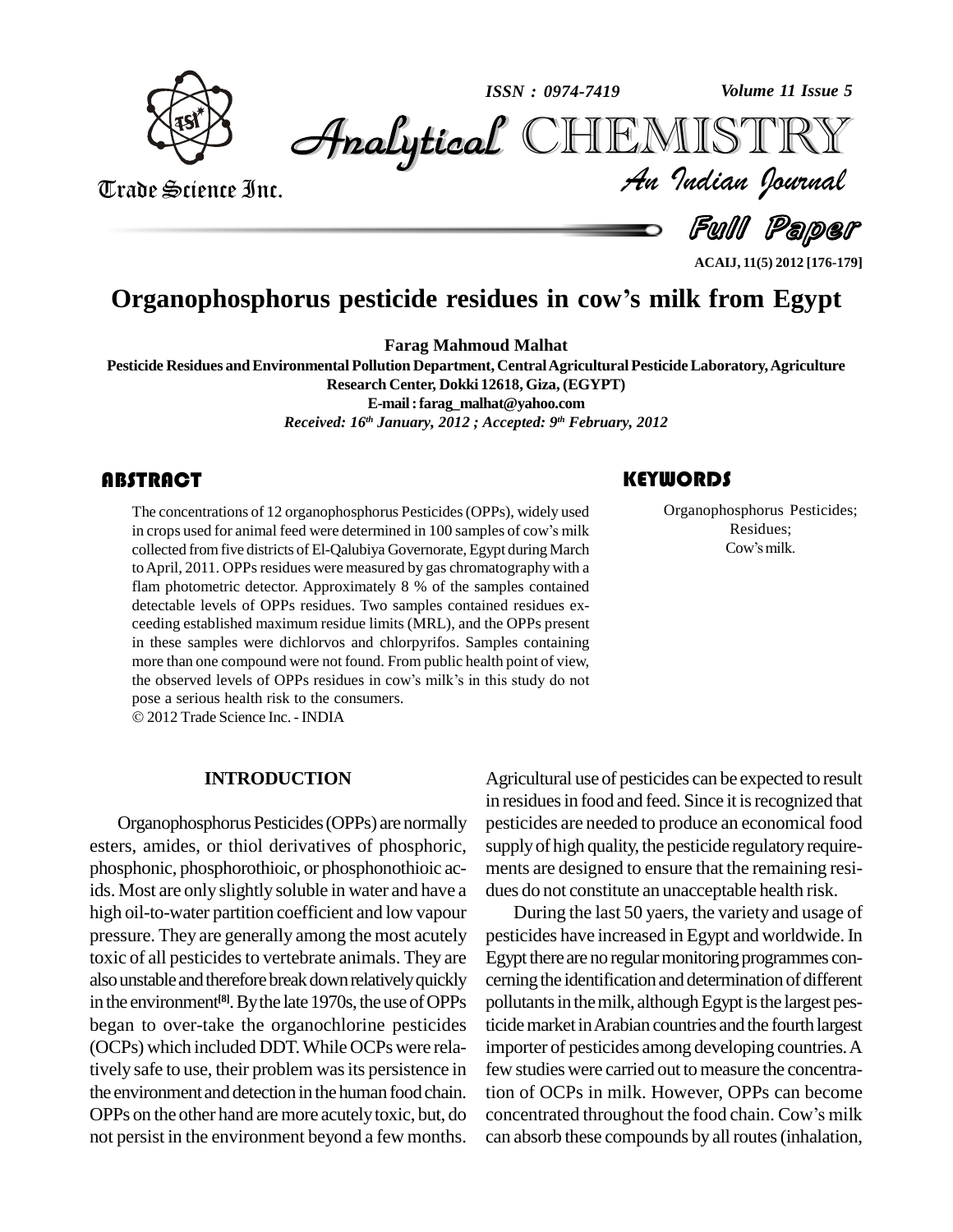# Organophosphorus pesticide residues in cow's milk from Egypt

**Farag Mahmoud Malhat**

Pesticide Residues and Environmental Pollution Department, Central Agricultural Pesticide Laboratory, Agriculture Research Center, Dokki 12618, Giza, (EGYPT)

E-mail : farag_malhat@yahoo.com

*Received: 16th January, 2012 ; Accepted: 9th February, 2012*

## ABSTRACT

The concentrations of 12 organophosphorus Pesticides (OPPs), widely used in crops used for animal feed were determined in 100 samples of cow's milk collected from five districts of El-Qalubiya Governorate, Egypt during March to April, 2011. OPPs residues were measured by gas chromatography with a flam photometric detector. Approximately 8 % of the samples contained detectable levels of OPPs residues. Two samples contained residues exceeding established maximum residue limits (MRL), and the OPPs present in these samples were dichlorvos and chlorpyrifos. Samples containing more than one compound were not found. From public health point of view, the observed levels of OPPs residues in cow's milk's in this study do not pose a serious health risk to the consumers.

© 2012 Trade Science Inc. - INDIA

## KEYWORDS

Organophosphorus Pesticides;
Residues;
Cow's milk.

## INTRODUCTION

Organophosphorus Pesticides (OPPs) are normally esters, amides, or thiol derivatives of phosphoric, phosphonic, phosphorothioic, or phosphonothioic acids. Most are only slightly soluble in water and have a high oil-to-water partition coefficient and low vapour pressure. They are generally among the most acutely toxic of all pesticides to vertebrate animals. They are also unstable and therefore break down relatively quickly in the environment[8]. By the late 1970s, the use of OPPs began to over-take the organochlorine pesticides (OCPs) which included DDT. While OCPs were relatively safe to use, their problem was its persistence in the environment and detection in the human food chain. OPPs on the other hand are more acutely toxic, but, do not persist in the environment beyond a few months. Agricultural use of pesticides can be expected to result in residues in food and feed. Since it is recognized that pesticides are needed to produce an economical food supply of high quality, the pesticide regulatory requirements are designed to ensure that the remaining residues do not constitute an unacceptable health risk.

During the last 50 yaers, the variety and usage of pesticides have increased in Egypt and worldwide. In Egypt there are no regular monitoring programmes concerning the identification and determination of different pollutants in the milk, although Egypt is the largest pesticide market in Arabian countries and the fourth largest importer of pesticides among developing countries. A few studies were carried out to measure the concentration of OCPs in milk. However, OPPs can become concentrated throughout the food chain. Cow's milk can absorb these compounds by all routes (inhalation,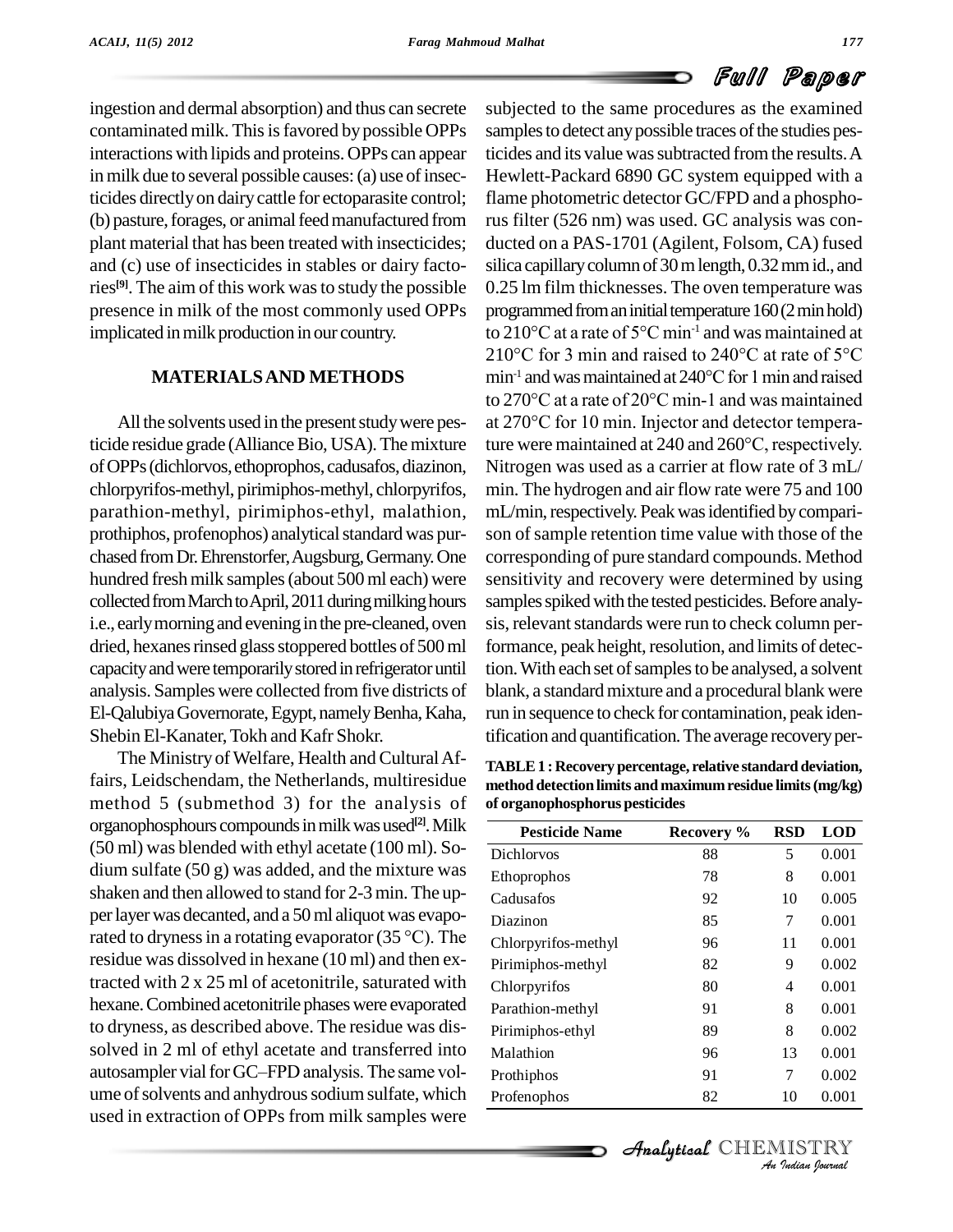ingestion and dermal absorption) and thus can secrete contaminated milk. This is favored by possible OPPs interactions with lipids and proteins. OPPs can appear in milk due to several possible causes: (a) use of insecticides directly on dairy cattle for ectoparasite control; (b) pasture, forages, or animal feed manufactured from plant material that has been treated with insecticides; and (c) use of insecticides in stables or dairy factories[9]. The aim of this work was to study the possible presence in milk of the most commonly used OPPs implicated in milk production in our country.

## MATERIALS AND METHODS

All the solvents used in the present study were pesticide residue grade (Alliance Bio, USA). The mixture of OPPs (dichlorvos, ethoprophos, cadusafos, diazinon, chlorpyrifos-methyl, pirimiphos-methyl, chlorpyrifos, parathion-methyl, pirimiphos-ethyl, malathion, prothiphos, profenophos) analytical standard was purchased from Dr. Ehrenstorfer, Augsburg, Germany. One hundred fresh milk samples (about 500 ml each) were collected from March to April, 2011 during milking hours i.e., early morning and evening in the pre-cleaned, oven dried, hexanes rinsed glass stoppered bottles of 500 ml capacity and were temporarily stored in refrigerator until analysis. Samples were collected from five districts of El-Qalubiya Governorate, Egypt, namely Benha, Kaha, Shebin El-Kanater, Tokh and Kafr Shokr.

The Ministry of Welfare, Health and Cultural Affairs, Leidschendam, the Netherlands, multiresidue method 5 (submethod 3) for the analysis of organophosphours compounds in milk was used[2]. Milk (50 ml) was blended with ethyl acetate (100 ml). Sodium sulfate (50 g) was added, and the mixture was shaken and then allowed to stand for 2-3 min. The upper layer was decanted, and a 50 ml aliquot was evaporated to dryness in a rotating evaporator (35 °C). The residue was dissolved in hexane (10 ml) and then extracted with 2 x 25 ml of acetonitrile, saturated with hexane. Combined acetonitrile phases were evaporated to dryness, as described above. The residue was dissolved in 2 ml of ethyl acetate and transferred into autosampler vial for GC–FPD analysis. The same volume of solvents and anhydrous sodium sulfate, which used in extraction of OPPs from milk samples were subjected to the same procedures as the examined samples to detect any possible traces of the studies pesticides and its value was subtracted from the results. A Hewlett-Packard 6890 GC system equipped with a flame photometric detector GC/FPD and a phosphorus filter (526 nm) was used. GC analysis was conducted on a PAS-1701 (Agilent, Folsom, CA) fused silica capillary column of 30 m length, 0.32 mm id., and 0.25 lm film thicknesses. The oven temperature was programmed from an initial temperature 160 (2 min hold) to 210°C at a rate of 5°C min$^{-1}$ and was maintained at 210°C for 3 min and raised to 240°C at rate of 5°C min$^{-1}$ and was maintained at 240°C for 1 min and raised to 270°C at a rate of 20°C min-1 and was maintained at 270°C for 10 min. Injector and detector temperature were maintained at 240 and 260°C, respectively. Nitrogen was used as a carrier at flow rate of 3 mL/min. The hydrogen and air flow rate were 75 and 100 mL/min, respectively. Peak was identified by comparison of sample retention time value with those of the corresponding of pure standard compounds. Method sensitivity and recovery were determined by using samples spiked with the tested pesticides. Before analysis, relevant standards were run to check column performance, peak height, resolution, and limits of detection. With each set of samples to be analysed, a solvent blank, a standard mixture and a procedural blank were run in sequence to check for contamination, peak identification and quantification. The average recovery per-

**TABLE 1 : Recovery percentage, relative standard deviation, method detection limits and maximum residue limits (mg/kg) of organophosphorus pesticides**

| Pesticide Name | Recovery % | RSD | LOD |
|---|---|---|---|
| Dichlorvos | 88 | 5 | 0.001 |
| Ethoprophos | 78 | 8 | 0.001 |
| Cadusafos | 92 | 10 | 0.005 |
| Diazinon | 85 | 7 | 0.001 |
| Chlorpyrifos-methyl | 96 | 11 | 0.001 |
| Pirimiphos-methyl | 82 | 9 | 0.002 |
| Chlorpyrifos | 80 | 4 | 0.001 |
| Parathion-methyl | 91 | 8 | 0.001 |
| Pirimiphos-ethyl | 89 | 8 | 0.002 |
| Malathion | 96 | 13 | 0.001 |
| Prothiphos | 91 | 7 | 0.002 |
| Profenophos | 82 | 10 | 0.001 |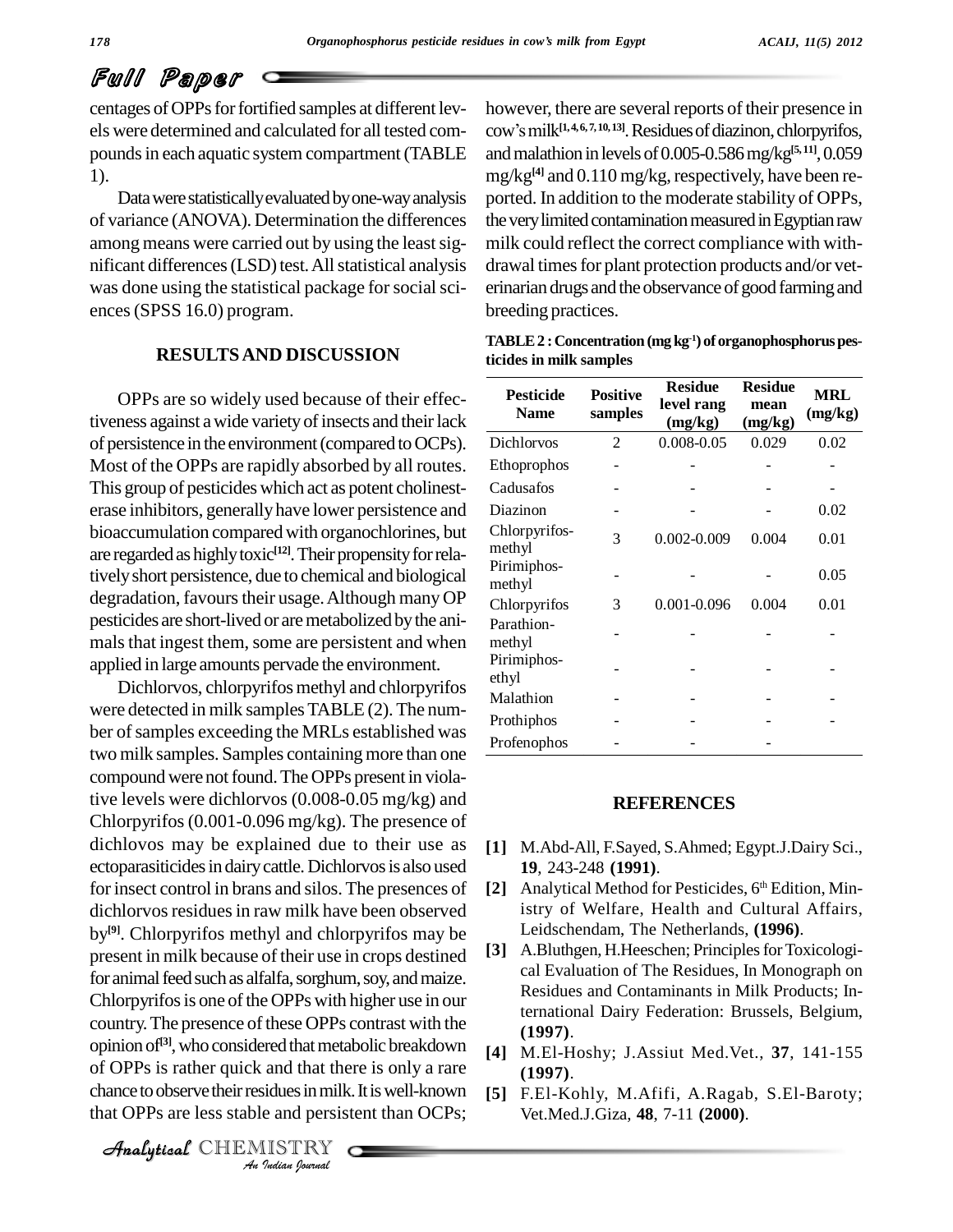centages of OPPs for fortified samples at different levels were determined and calculated for all tested compounds in each aquatic system compartment (TABLE 1).

Data were statistically evaluated by one-way analysis of variance (ANOVA). Determination the differences among means were carried out by using the least significant differences (LSD) test. All statistical analysis was done using the statistical package for social sciences (SPSS 16.0) program.

## RESULTS AND DISCUSSION

OPPs are so widely used because of their effectiveness against a wide variety of insects and their lack of persistence in the environment (compared to OCPs). Most of the OPPs are rapidly absorbed by all routes. This group of pesticides which act as potent cholinesterase inhibitors, generally have lower persistence and bioaccumulation compared with organochlorines, but are regarded as highly toxic[12]. Their propensity for relatively short persistence, due to chemical and biological degradation, favours their usage. Although many OP pesticides are short-lived or are metabolized by the animals that ingest them, some are persistent and when applied in large amounts pervade the environment.

Dichlorvos, chlorpyrifos methyl and chlorpyrifos were detected in milk samples TABLE (2). The number of samples exceeding the MRLs established was two milk samples. Samples containing more than one compound were not found. The OPPs present in violative levels were dichlorvos (0.008-0.05 mg/kg) and Chlorpyrifos (0.001-0.096 mg/kg). The presence of dichlovos may be explained due to their use as ectoparasiticides in dairy cattle. Dichlorvos is also used for insect control in brans and silos. The presences of dichlorvos residues in raw milk have been observed by[9]. Chlorpyrifos methyl and chlorpyrifos may be present in milk because of their use in crops destined for animal feed such as alfalfa, sorghum, soy, and maize. Chlorpyrifos is one of the OPPs with higher use in our country. The presence of these OPPs contrast with the opinion of[3], who considered that metabolic breakdown of OPPs is rather quick and that there is only a rare chance to observe their residues in milk. It is well-known that OPPs are less stable and persistent than OCPs; however, there are several reports of their presence in cow's milk[1,4,6,7,10,13]. Residues of diazinon, chlorpyrifos, and malathion in levels of 0.005-0.586 mg/kg[5,11], 0.059 mg/kg[4] and 0.110 mg/kg, respectively, have been reported. In addition to the moderate stability of OPPs, the very limited contamination measured in Egyptian raw milk could reflect the correct compliance with withdrawal times for plant protection products and/or veterinarian drugs and the observance of good farming and breeding practices.

**TABLE 2 : Concentration (mg kg$^{-1}$) of organophosphorus pesticides in milk samples**

| Pesticide Name | Positive samples | Residue level rang (mg/kg) | Residue mean (mg/kg) | MRL (mg/kg) |
|---|---|---|---|---|
| Dichlorvos | 2 | 0.008-0.05 | 0.029 | 0.02 |
| Ethoprophos | - | - | - | - |
| Cadusafos | - | - | - | - |
| Diazinon | - | - | - | 0.02 |
| Chlorpyrifos-methyl | 3 | 0.002-0.009 | 0.004 | 0.01 |
| Pirimiphos-methyl | - | - | - | 0.05 |
| Chlorpyrifos | 3 | 0.001-0.096 | 0.004 | 0.01 |
| Parathion-methyl | - | - | - | - |
| Pirimiphos-ethyl | - | - | - | - |
| Malathion | - | - | - | - |
| Prothiphos | - | - | - | - |
| Profenophos | - | - | - | |

## REFERENCES

[1] M.Abd-All, F.Sayed, S.Ahmed; Egypt.J.Dairy Sci., **19**, 243-248 **(1991)**.

[2] Analytical Method for Pesticides, 6th Edition, Ministry of Welfare, Health and Cultural Affairs, Leidschendam, The Netherlands, **(1996)**.

[3] A.Bluthgen, H.Heeschen; Principles for Toxicological Evaluation of The Residues, In Monograph on Residues and Contaminants in Milk Products; International Dairy Federation: Brussels, Belgium, **(1997)**.

[4] M.El-Hoshy; J.Assiut Med.Vet., **37**, 141-155 **(1997)**.

[5] F.El-Kohly, M.Afifi, A.Ragab, S.El-Baroty; Vet.Med.J.Giza, **48**, 7-11 **(2000)**.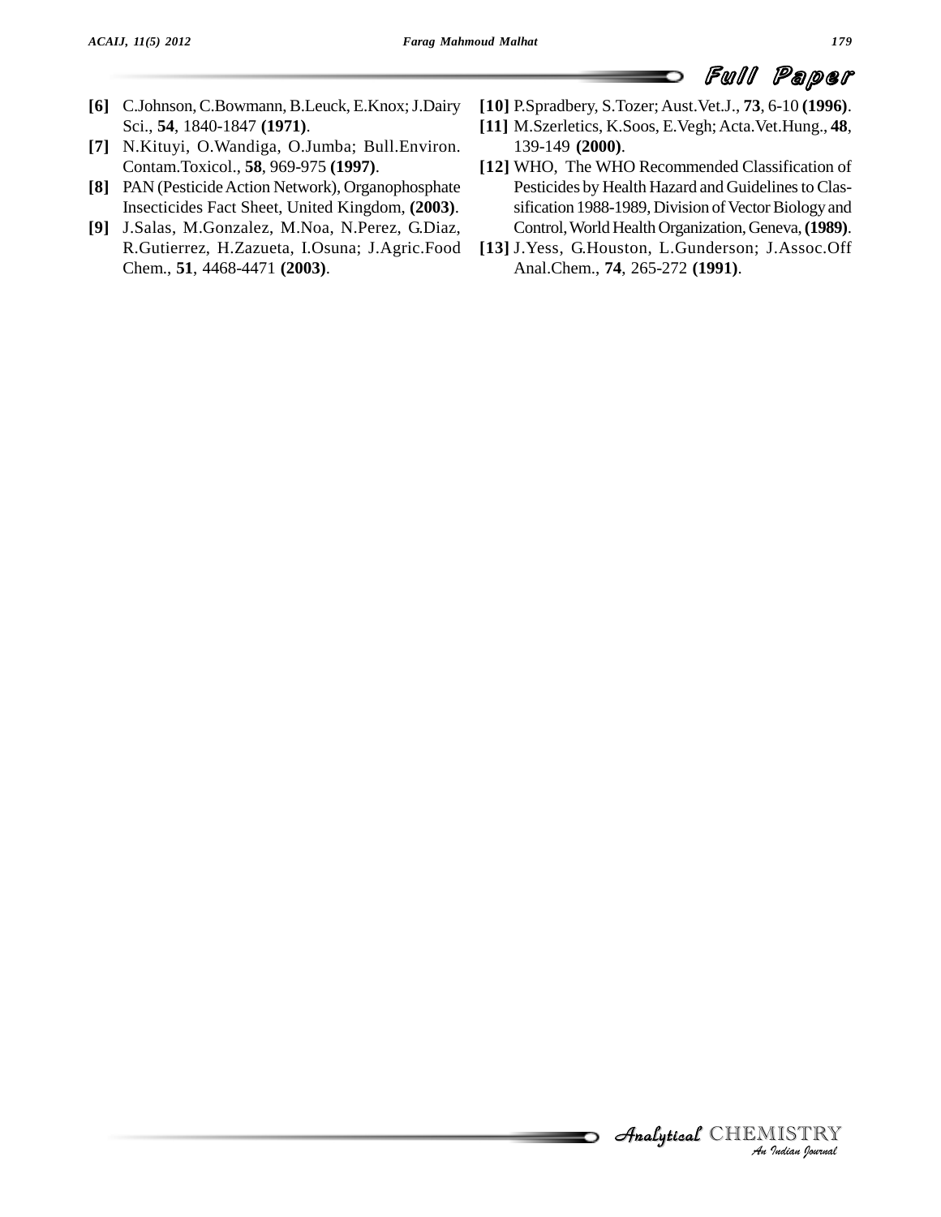[6] C.Johnson, C.Bowmann, B.Leuck, E.Knox; J.Dairy Sci., **54**, 1840-1847 **(1971)**.

[7] N.Kituyi, O.Wandiga, O.Jumba; Bull.Environ. Contam.Toxicol., **58**, 969-975 **(1997)**.

[8] PAN (Pesticide Action Network), Organophosphate Insecticides Fact Sheet, United Kingdom, **(2003)**.

[9] J.Salas, M.Gonzalez, M.Noa, N.Perez, G.Diaz, R.Gutierrez, H.Zazueta, I.Osuna; J.Agric.Food Chem., **51**, 4468-4471 **(2003)**.

[10] P.Spradbery, S.Tozer; Aust.Vet.J., **73**, 6-10 **(1996)**.

[11] M.Szerletics, K.Soos, E.Vegh; Acta.Vet.Hung., **48**, 139-149 **(2000)**.

[12] WHO, The WHO Recommended Classification of Pesticides by Health Hazard and Guidelines to Classification 1988-1989, Division of Vector Biology and Control, World Health Organization, Geneva, **(1989)**.

[13] J.Yess, G.Houston, L.Gunderson; J.Assoc.Off Anal.Chem., **74**, 265-272 **(1991)**.